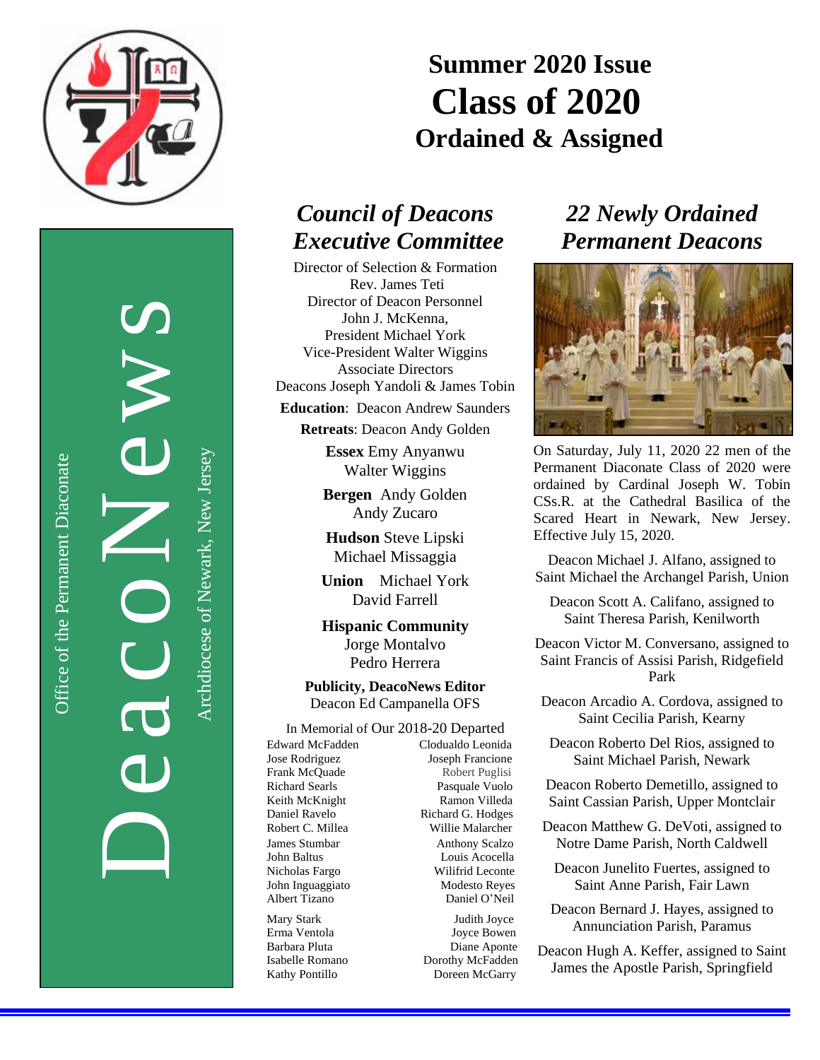# DeacoNews

Office of the Permanent Diaconate

Archdiocese of Newark, New Jersey

## Summer 2020 Issue

# Class of 2020

## Ordained & Assigned

### *Council of Deacons Executive Committee*

Director of Selection & Formation
Rev. James Teti
Director of Deacon Personnel
John J. McKenna,
President Michael York
Vice-President Walter Wiggins
Associate Directors
Deacons Joseph Yandoli & James Tobin

**Education**: Deacon Andrew Saunders

**Retreats**: Deacon Andy Golden

**Essex** Emy Anyanwu
Walter Wiggins

**Bergen** Andy Golden
Andy Zucaro

**Hudson** Steve Lipski
Michael Missaggia

**Union** Michael York
David Farrell

**Hispanic Community**
Jorge Montalvo
Pedro Herrera

**Publicity, DeacoNews Editor**
Deacon Ed Campanella OFS

In Memorial of Our 2018-20 Departed

| | |
|---|---|
| Edward McFadden | Clodualdo Leonida |
| Jose Rodriguez | Joseph Francione |
| Frank McQuade | Robert Puglisi |
| Richard Searls | Pasquale Vuolo |
| Keith McKnight | Ramon Villeda |
| Daniel Ravelo | Richard G. Hodges |
| Robert C. Millea | Willie Malarcher |
| James Stumbar | Anthony Scalzo |
| John Baltus | Louis Acocella |
| Nicholas Fargo | Wilifrid Leconte |
| John Inguaggiato | Modesto Reyes |
| Albert Tizano | Daniel O'Neil |
| Mary Stark | Judith Joyce |
| Erma Ventola | Joyce Bowen |
| Barbara Pluta | Diane Aponte |
| Isabelle Romano | Dorothy McFadden |
| Kathy Pontillo | Doreen McGarry |

### *22 Newly Ordained Permanent Deacons*

On Saturday, July 11, 2020 22 men of the Permanent Diaconate Class of 2020 were ordained by Cardinal Joseph W. Tobin CSs.R. at the Cathedral Basilica of the Scared Heart in Newark, New Jersey. Effective July 15, 2020.

Deacon Michael J. Alfano, assigned to Saint Michael the Archangel Parish, Union

Deacon Scott A. Califano, assigned to Saint Theresa Parish, Kenilworth

Deacon Victor M. Conversano, assigned to Saint Francis of Assisi Parish, Ridgefield Park

Deacon Arcadio A. Cordova, assigned to Saint Cecilia Parish, Kearny

Deacon Roberto Del Rios, assigned to Saint Michael Parish, Newark

Deacon Roberto Demetillo, assigned to Saint Cassian Parish, Upper Montclair

Deacon Matthew G. DeVoti, assigned to Notre Dame Parish, North Caldwell

Deacon Junelito Fuertes, assigned to Saint Anne Parish, Fair Lawn

Deacon Bernard J. Hayes, assigned to Annunciation Parish, Paramus

Deacon Hugh A. Keffer, assigned to Saint James the Apostle Parish, Springfield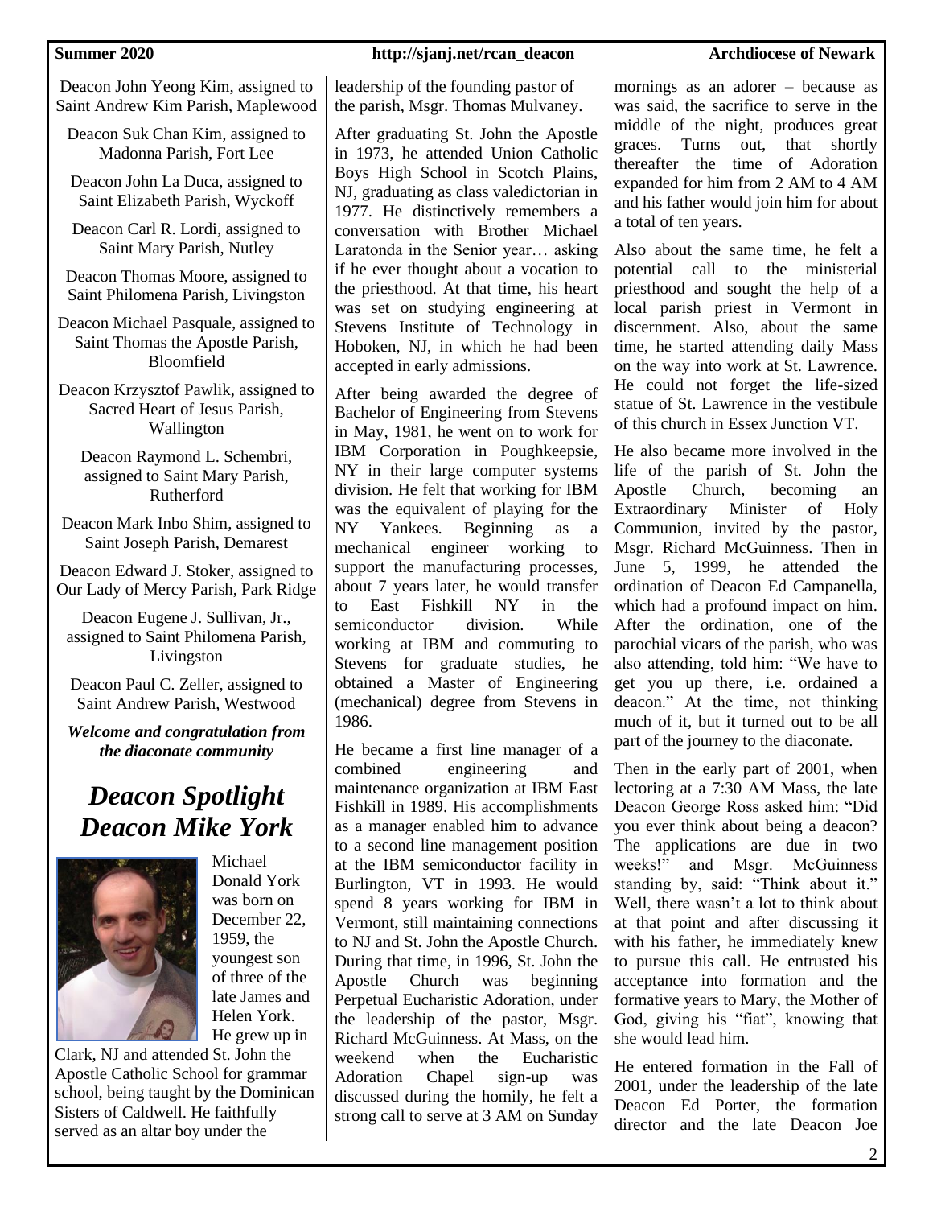Deacon John Yeong Kim, assigned to Saint Andrew Kim Parish, Maplewood

Deacon Suk Chan Kim, assigned to Madonna Parish, Fort Lee

Deacon John La Duca, assigned to Saint Elizabeth Parish, Wyckoff

Deacon Carl R. Lordi, assigned to Saint Mary Parish, Nutley

Deacon Thomas Moore, assigned to Saint Philomena Parish, Livingston

Deacon Michael Pasquale, assigned to Saint Thomas the Apostle Parish, Bloomfield

Deacon Krzysztof Pawlik, assigned to Sacred Heart of Jesus Parish, Wallington

Deacon Raymond L. Schembri, assigned to Saint Mary Parish, Rutherford

Deacon Mark Inbo Shim, assigned to Saint Joseph Parish, Demarest

Deacon Edward J. Stoker, assigned to Our Lady of Mercy Parish, Park Ridge

Deacon Eugene J. Sullivan, Jr., assigned to Saint Philomena Parish, Livingston

Deacon Paul C. Zeller, assigned to Saint Andrew Parish, Westwood

***Welcome and congratulation from the diaconate community***

## *Deacon Spotlight Deacon Mike York*

Michael Donald York was born on December 22, 1959, the youngest son of three of the late James and Helen York. He grew up in Clark, NJ and attended St. John the Apostle Catholic School for grammar school, being taught by the Dominican Sisters of Caldwell. He faithfully served as an altar boy under the leadership of the founding pastor of the parish, Msgr. Thomas Mulvaney.

After graduating St. John the Apostle in 1973, he attended Union Catholic Boys High School in Scotch Plains, NJ, graduating as class valedictorian in 1977. He distinctively remembers a conversation with Brother Michael Laratonda in the Senior year… asking if he ever thought about a vocation to the priesthood. At that time, his heart was set on studying engineering at Stevens Institute of Technology in Hoboken, NJ, in which he had been accepted in early admissions.

After being awarded the degree of Bachelor of Engineering from Stevens in May, 1981, he went on to work for IBM Corporation in Poughkeepsie, NY in their large computer systems division. He felt that working for IBM was the equivalent of playing for the NY Yankees. Beginning as a mechanical engineer working to support the manufacturing processes, about 7 years later, he would transfer to East Fishkill NY in the semiconductor division. While working at IBM and commuting to Stevens for graduate studies, he obtained a Master of Engineering (mechanical) degree from Stevens in 1986.

He became a first line manager of a combined engineering and maintenance organization at IBM East Fishkill in 1989. His accomplishments as a manager enabled him to advance to a second line management position at the IBM semiconductor facility in Burlington, VT in 1993. He would spend 8 years working for IBM in Vermont, still maintaining connections to NJ and St. John the Apostle Church. During that time, in 1996, St. John the Apostle Church was beginning Perpetual Eucharistic Adoration, under the leadership of the pastor, Msgr. Richard McGuinness. At Mass, on the weekend when the Eucharistic Adoration Chapel sign-up was discussed during the homily, he felt a strong call to serve at 3 AM on Sunday mornings as an adorer – because as was said, the sacrifice to serve in the middle of the night, produces great graces. Turns out, that shortly thereafter the time of Adoration expanded for him from 2 AM to 4 AM and his father would join him for about a total of ten years.

Also about the same time, he felt a potential call to the ministerial priesthood and sought the help of a local parish priest in Vermont in discernment. Also, about the same time, he started attending daily Mass on the way into work at St. Lawrence. He could not forget the life-sized statue of St. Lawrence in the vestibule of this church in Essex Junction VT.

He also became more involved in the life of the parish of St. John the Apostle Church, becoming an Extraordinary Minister of Holy Communion, invited by the pastor, Msgr. Richard McGuinness. Then in June 5, 1999, he attended the ordination of Deacon Ed Campanella, which had a profound impact on him. After the ordination, one of the parochial vicars of the parish, who was also attending, told him: "We have to get you up there, i.e. ordained a deacon." At the time, not thinking much of it, but it turned out to be all part of the journey to the diaconate.

Then in the early part of 2001, when lectoring at a 7:30 AM Mass, the late Deacon George Ross asked him: "Did you ever think about being a deacon? The applications are due in two weeks!" and Msgr. McGuinness standing by, said: "Think about it." Well, there wasn't a lot to think about at that point and after discussing it with his father, he immediately knew to pursue this call. He entrusted his acceptance into formation and the formative years to Mary, the Mother of God, giving his "fiat", knowing that she would lead him.

He entered formation in the Fall of 2001, under the leadership of the late Deacon Ed Porter, the formation director and the late Deacon Joe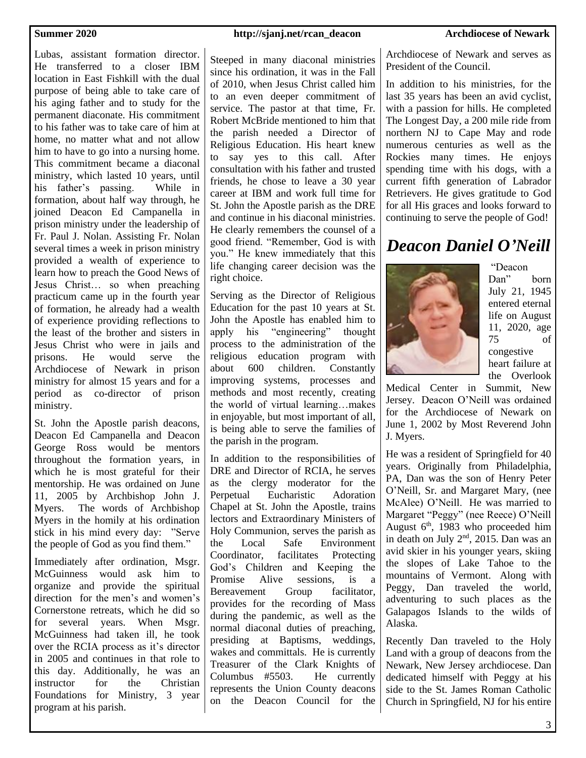Lubas, assistant formation director. He transferred to a closer IBM location in East Fishkill with the dual purpose of being able to take care of his aging father and to study for the permanent diaconate. His commitment to his father was to take care of him at home, no matter what and not allow him to have to go into a nursing home. This commitment became a diaconal ministry, which lasted 10 years, until his father's passing. While in formation, about half way through, he joined Deacon Ed Campanella in prison ministry under the leadership of Fr. Paul J. Nolan. Assisting Fr. Nolan several times a week in prison ministry provided a wealth of experience to learn how to preach the Good News of Jesus Christ… so when preaching practicum came up in the fourth year of formation, he already had a wealth of experience providing reflections to the least of the brother and sisters in Jesus Christ who were in jails and prisons. He would serve the Archdiocese of Newark in prison ministry for almost 15 years and for a period as co-director of prison ministry.

St. John the Apostle parish deacons, Deacon Ed Campanella and Deacon George Ross would be mentors throughout the formation years, in which he is most grateful for their mentorship. He was ordained on June 11, 2005 by Archbishop John J. Myers. The words of Archbishop Myers in the homily at his ordination stick in his mind every day: "Serve the people of God as you find them."

Immediately after ordination, Msgr. McGuinness would ask him to organize and provide the spiritual direction for the men's and women's Cornerstone retreats, which he did so for several years. When Msgr. McGuinness had taken ill, he took over the RCIA process as it's director in 2005 and continues in that role to this day. Additionally, he was an instructor for the Christian Foundations for Ministry, 3 year program at his parish.

Steeped in many diaconal ministries since his ordination, it was in the Fall of 2010, when Jesus Christ called him to an even deeper commitment of service. The pastor at that time, Fr. Robert McBride mentioned to him that the parish needed a Director of Religious Education. His heart knew to say yes to this call. After consultation with his father and trusted friends, he chose to leave a 30 year career at IBM and work full time for St. John the Apostle parish as the DRE and continue in his diaconal ministries. He clearly remembers the counsel of a good friend. "Remember, God is with you." He knew immediately that this life changing career decision was the right choice.

Serving as the Director of Religious Education for the past 10 years at St. John the Apostle has enabled him to apply his "engineering" thought process to the administration of the religious education program with about 600 children. Constantly improving systems, processes and methods and most recently, creating the world of virtual learning…makes in enjoyable, but most important of all, is being able to serve the families of the parish in the program.

In addition to the responsibilities of DRE and Director of RCIA, he serves as the clergy moderator for the Perpetual Eucharistic Adoration Chapel at St. John the Apostle, trains lectors and Extraordinary Ministers of Holy Communion, serves the parish as the Local Safe Environment Coordinator, facilitates Protecting God's Children and Keeping the Promise Alive sessions, is a Bereavement Group facilitator, provides for the recording of Mass during the pandemic, as well as the normal diaconal duties of preaching, presiding at Baptisms, weddings, wakes and committals. He is currently Treasurer of the Clark Knights of Columbus #5503. He currently represents the Union County deacons on the Deacon Council for the Archdiocese of Newark and serves as President of the Council.

In addition to his ministries, for the last 35 years has been an avid cyclist, with a passion for hills. He completed The Longest Day, a 200 mile ride from northern NJ to Cape May and rode numerous centuries as well as the Rockies many times. He enjoys spending time with his dogs, with a current fifth generation of Labrador Retrievers. He gives gratitude to God for all His graces and looks forward to continuing to serve the people of God!

## *Deacon Daniel O'Neill*

"Deacon Dan" born July 21, 1945 entered eternal life on August 11, 2020, age 75 of congestive heart failure at the Overlook Medical Center in Summit, New Jersey. Deacon O'Neill was ordained for the Archdiocese of Newark on June 1, 2002 by Most Reverend John J. Myers.

He was a resident of Springfield for 40 years. Originally from Philadelphia, PA, Dan was the son of Henry Peter O'Neill, Sr. and Margaret Mary, (nee McAlee) O'Neill. He was married to Margaret "Peggy" (nee Reece) O'Neill August 6th, 1983 who proceeded him in death on July 2nd, 2015. Dan was an avid skier in his younger years, skiing the slopes of Lake Tahoe to the mountains of Vermont. Along with Peggy, Dan traveled the world, adventuring to such places as the Galapagos Islands to the wilds of Alaska.

Recently Dan traveled to the Holy Land with a group of deacons from the Newark, New Jersey archdiocese. Dan dedicated himself with Peggy at his side to the St. James Roman Catholic Church in Springfield, NJ for his entire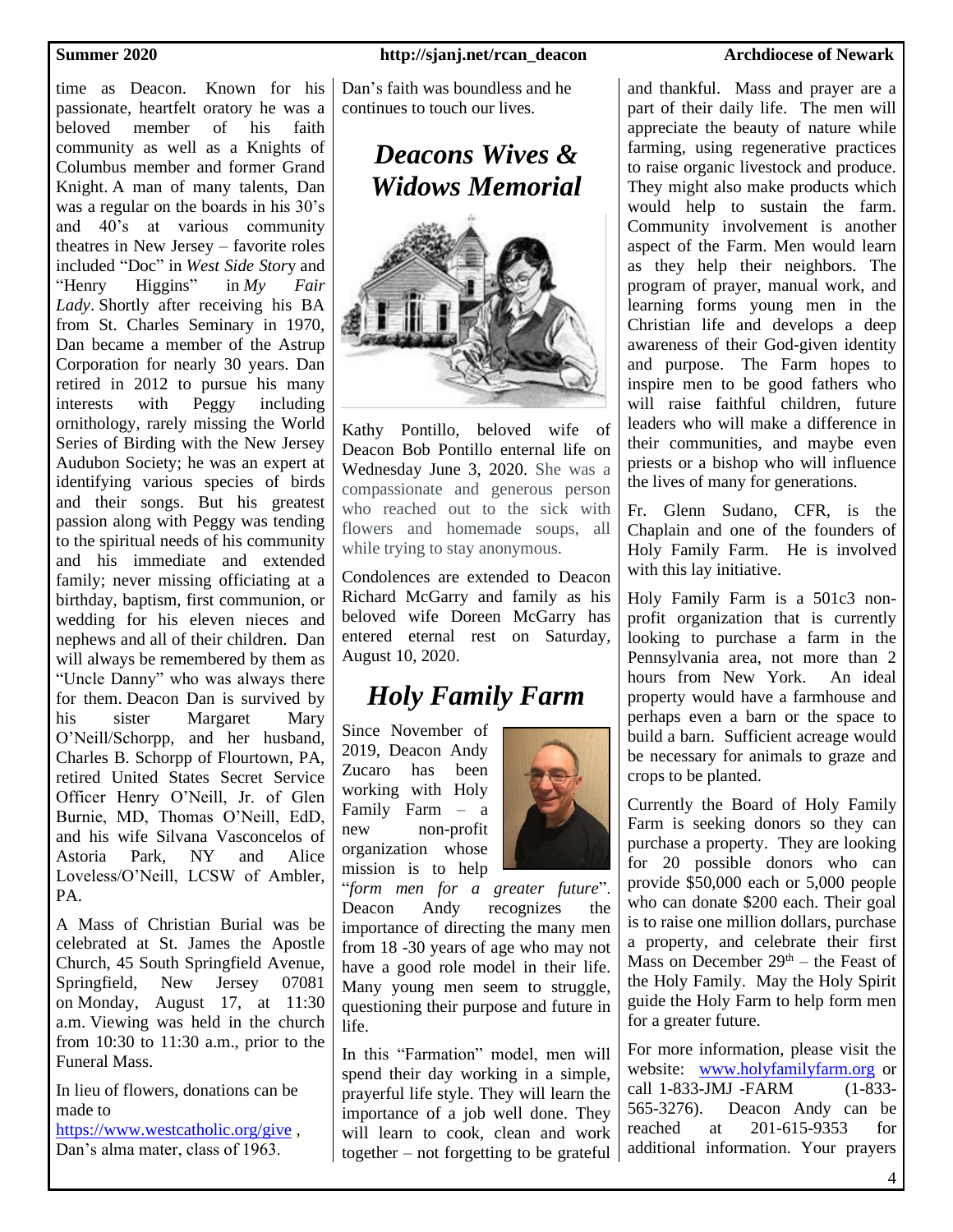time as Deacon. Known for his passionate, heartfelt oratory he was a beloved member of his faith community as well as a Knights of Columbus member and former Grand Knight. A man of many talents, Dan was a regular on the boards in his 30's and 40's at various community theatres in New Jersey – favorite roles included "Doc" in *West Side Story* and "Henry Higgins" in *My Fair Lady*. Shortly after receiving his BA from St. Charles Seminary in 1970, Dan became a member of the Astrup Corporation for nearly 30 years. Dan retired in 2012 to pursue his many interests with Peggy including ornithology, rarely missing the World Series of Birding with the New Jersey Audubon Society; he was an expert at identifying various species of birds and their songs. But his greatest passion along with Peggy was tending to the spiritual needs of his community and his immediate and extended family; never missing officiating at a birthday, baptism, first communion, or wedding for his eleven nieces and nephews and all of their children. Dan will always be remembered by them as "Uncle Danny" who was always there for them. Deacon Dan is survived by his sister Margaret Mary O'Neill/Schorpp, and her husband, Charles B. Schorpp of Flourtown, PA, retired United States Secret Service Officer Henry O'Neill, Jr. of Glen Burnie, MD, Thomas O'Neill, EdD, and his wife Silvana Vasconcelos of Astoria Park, NY and Alice Loveless/O'Neill, LCSW of Ambler, PA.

A Mass of Christian Burial was be celebrated at St. James the Apostle Church, 45 South Springfield Avenue, Springfield, New Jersey 07081 on Monday, August 17, at 11:30 a.m. Viewing was held in the church from 10:30 to 11:30 a.m., prior to the Funeral Mass.

In lieu of flowers, donations can be made to https://www.westcatholic.org/give , Dan's alma mater, class of 1963.

Dan's faith was boundless and he continues to touch our lives.

## *Deacons Wives & Widows Memorial*

Kathy Pontillo, beloved wife of Deacon Bob Pontillo enternal life on Wednesday June 3, 2020. She was a compassionate and generous person who reached out to the sick with flowers and homemade soups, all while trying to stay anonymous.

Condolences are extended to Deacon Richard McGarry and family as his beloved wife Doreen McGarry has entered eternal rest on Saturday, August 10, 2020.

## *Holy Family Farm*

Since November of 2019, Deacon Andy Zucaro has been working with Holy Family Farm – a new non-profit organization whose mission is to help "*form men for a greater future*". Deacon Andy recognizes the importance of directing the many men from 18 -30 years of age who may not have a good role model in their life. Many young men seem to struggle, questioning their purpose and future in life.

In this "Farmation" model, men will spend their day working in a simple, prayerful life style. They will learn the importance of a job well done. They will learn to cook, clean and work together – not forgetting to be grateful and thankful. Mass and prayer are a part of their daily life. The men will appreciate the beauty of nature while farming, using regenerative practices to raise organic livestock and produce. They might also make products which would help to sustain the farm. Community involvement is another aspect of the Farm. Men would learn as they help their neighbors. The program of prayer, manual work, and learning forms young men in the Christian life and develops a deep awareness of their God-given identity and purpose. The Farm hopes to inspire men to be good fathers who will raise faithful children, future leaders who will make a difference in their communities, and maybe even priests or a bishop who will influence the lives of many for generations.

Fr. Glenn Sudano, CFR, is the Chaplain and one of the founders of Holy Family Farm. He is involved with this lay initiative.

Holy Family Farm is a 501c3 non-profit organization that is currently looking to purchase a farm in the Pennsylvania area, not more than 2 hours from New York. An ideal property would have a farmhouse and perhaps even a barn or the space to build a barn. Sufficient acreage would be necessary for animals to graze and crops to be planted.

Currently the Board of Holy Family Farm is seeking donors so they can purchase a property. They are looking for 20 possible donors who can provide $50,000 each or 5,000 people who can donate $200 each. Their goal is to raise one million dollars, purchase a property, and celebrate their first Mass on December 29th – the Feast of the Holy Family. May the Holy Spirit guide the Holy Farm to help form men for a greater future.

For more information, please visit the website: www.holyfamilyfarm.org or call 1-833-JMJ -FARM (1-833-565-3276). Deacon Andy can be reached at 201-615-9353 for additional information. Your prayers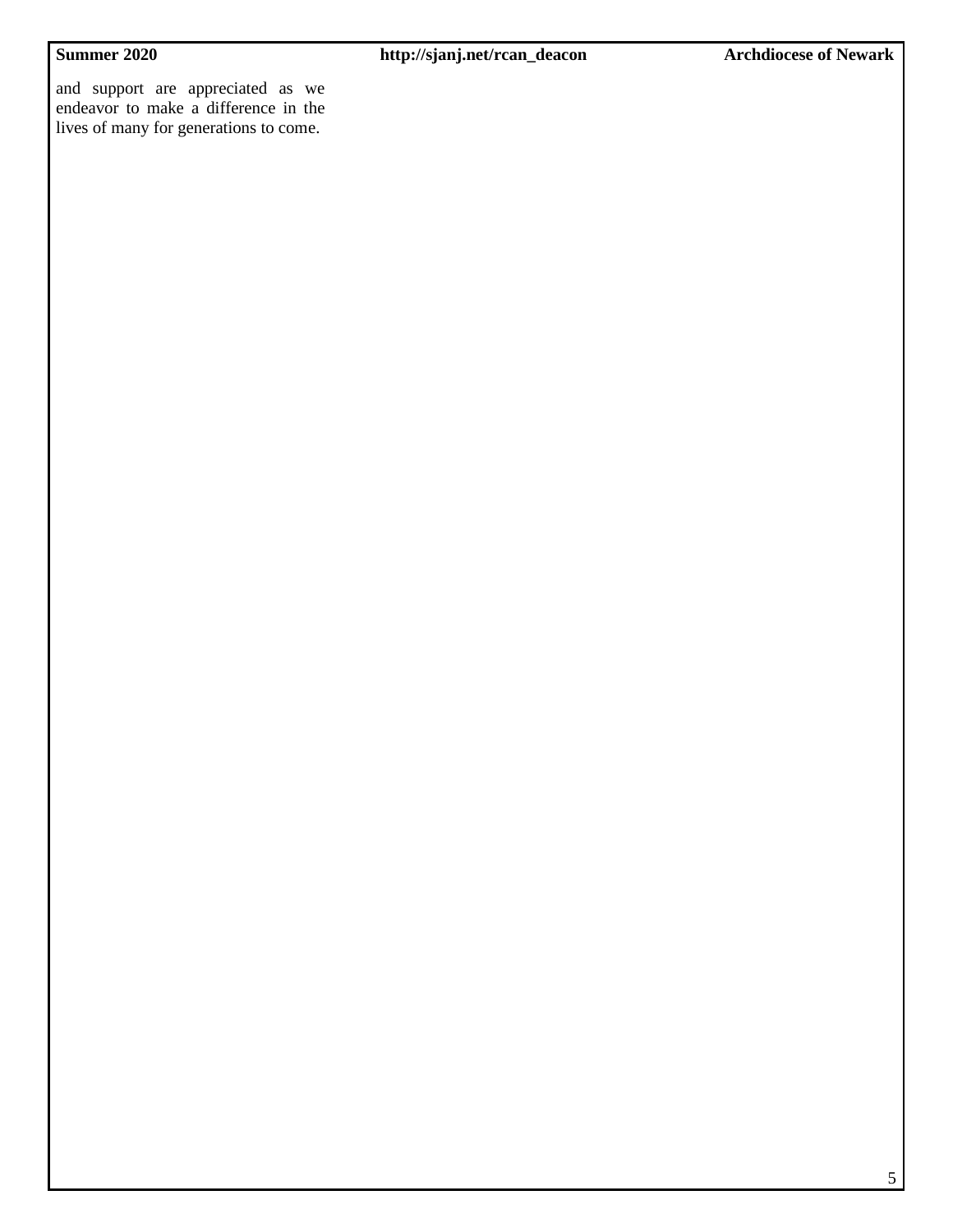and support are appreciated as we endeavor to make a difference in the lives of many for generations to come.